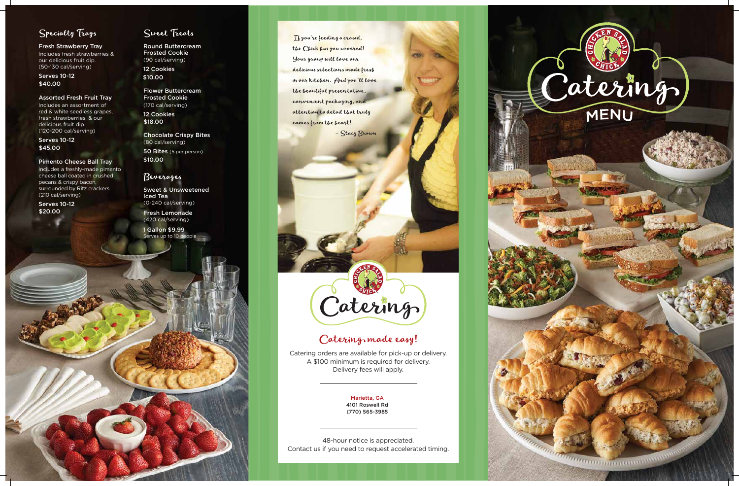## Specialty Trays

**Fresh Strawberry Tray**
Includes fresh strawberries & our delicious fruit dip.
(50-130 cal/serving)

**Serves 10-12**
**$40.00**

**Assorted Fresh Fruit Tray**
Includes an assortment of red & white seedless grapes, fresh strawberries, & our delicious fruit dip.
(120-200 cal/serving)

**Serves 10-12**
**$45.00**

**Pimento Cheese Ball Tray**
Includes a freshly-made pimento cheese ball coated in crushed pecans & crispy bacon, surrounded by Ritz crackers.
(210 cal/serving)

**Serves 10-12**
**$20.00**

## Sweet Treats

**Round Buttercream Frosted Cookie**
(90 cal/serving)

**12 Cookies**
**$10.00**

**Flower Buttercream Frosted Cookie**
(170 cal/serving)

**12 Cookies**
**$18.00**

**Chocolate Crispy Bites**
(80 cal/serving)

**50 Bites** (5 per person)
**$10.00**

## Beverages

**Sweet & Unsweetened Iced Tea**
(0-240 cal/serving)

**Fresh Lemonade**
(420 cal/serving)

**1 Gallon $9.99**
Serves up to 10 people

*If you're feeding a crowd, the Chick has you covered! Your group will love our delicious selections made fresh in our kitchen. And you'll love the beautiful presentation, convenient packaging, and attention to detail that truly comes from the heart!*

*– Stacy Brown*

Chicken Salad Chick Catering

## Catering made easy!

Catering orders are available for pick-up or delivery. A $100 minimum is required for delivery. Delivery fees will apply.

Marietta, GA
4101 Roswell Rd
(770) 565-3985

48-hour notice is appreciated.
Contact us if you need to request accelerated timing.

# Chicken Salad Chick Catering MENU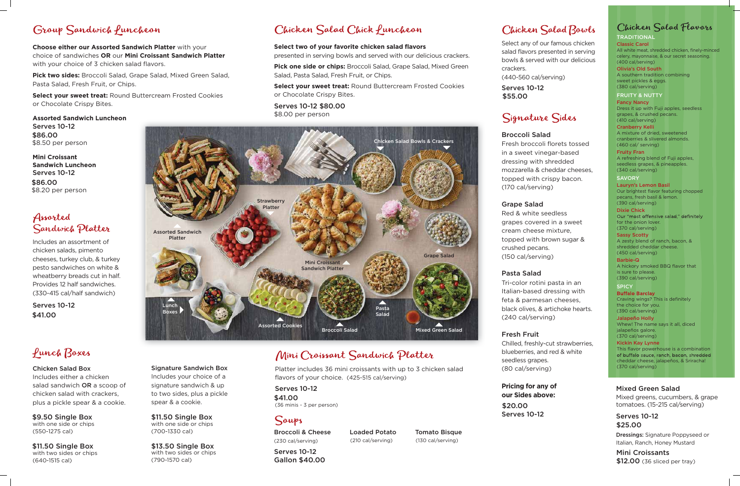## Group Sandwich Luncheon

**Choose either our Assorted Sandwich Platter** with your choice of sandwiches **OR** our **Mini Croissant Sandwich Platter** with your choice of 3 chicken salad flavors.

**Pick two sides:** Broccoli Salad, Grape Salad, Mixed Green Salad, Pasta Salad, Fresh Fruit, or Chips.

**Select your sweet treat:** Round Buttercream Frosted Cookies or Chocolate Crispy Bites.

**Assorted Sandwich Luncheon**
Serves 10-12
$86.00
$8.50 per person

**Mini Croissant Sandwich Luncheon**
Serves 10-12
$86.00
$8.20 per person

## Assorted Sandwich Platter

Includes an assortment of chicken salads, pimento cheeses, turkey club, & turkey pesto sandwiches on white & wheatberry breads cut in half. Provides 12 half sandwiches. (330-415 cal/half sandwich)

Serves 10-12
$41.00

## Lunch Boxes

**Chicken Salad Box**
Includes either a chicken salad sandwich **OR** a scoop of chicken salad with crackers, plus a pickle spear & a cookie.

**$9.50 Single Box**
with one side or chips
(550-1275 cal)

**$11.50 Single Box**
with two sides or chips
(640-1515 cal)

**Signature Sandwich Box**
Includes your choice of a signature sandwich & up to two sides, plus a pickle spear & a cookie.

**$11.50 Single Box**
with one side or chips
(700-1330 cal)

**$13.50 Single Box**
with two sides or chips
(790-1570 cal)

## Chicken Salad Chick Luncheon

**Select two of your favorite chicken salad flavors** presented in serving bowls and served with our delicious crackers.

**Pick one side or chips:** Broccoli Salad, Grape Salad, Mixed Green Salad, Pasta Salad, Fresh Fruit, or Chips.

**Select your sweet treat:** Round Buttercream Frosted Cookies or Chocolate Crispy Bites.

Serves 10-12 $80.00
$8.00 per person

Chicken Salad Bowls & Crackers
Strawberry Platter
Assorted Sandwich Platter
Mini Croissant Sandwich Platter
Grape Salad
Lunch Boxes
Pasta Salad
Assorted Cookies
Broccoli Salad
Mixed Green Salad

## Mini Croissant Sandwich Platter

Platter includes 36 mini croissants with up to 3 chicken salad flavors of your choice. (425-515 cal/serving)

Serves 10-12
$41.00
(36 minis - 3 per person)

## Soups

**Broccoli & Cheese**
(230 cal/serving)

**Loaded Potato**
(210 cal/serving)

**Tomato Bisque**
(130 cal/serving)

Serves 10-12
Gallon $40.00

## Chicken Salad Bowls

Select any of our famous chicken salad flavors presented in serving bowls & served with our delicious crackers.
(440-560 cal/serving)

Serves 10-12
$55.00

## Signature Sides

**Broccoli Salad**
Fresh broccoli florets tossed in a sweet vinegar-based dressing with shredded mozzarella & cheddar cheeses, topped with crispy bacon.
(170 cal/serving)

**Grape Salad**
Red & white seedless grapes covered in a sweet cream cheese mixture, topped with brown sugar & crushed pecans.
(150 cal/serving)

**Pasta Salad**
Tri-color rotini pasta in an Italian-based dressing with feta & parmesan cheeses, black olives, & artichoke hearts.
(240 cal/serving)

**Fresh Fruit**
Chilled, freshly-cut strawberries, blueberries, and red & white seedless grapes.
(80 cal/serving)

**Pricing for any of our Sides above:**
$20.00
Serves 10-12

## Chicken Salad Flavors

### TRADITIONAL

**Classic Carol**
All white meat, shredded chicken, finely-minced celery, mayonnaise, & our secret seasoning.
(400 cal/serving)

**Olivia's Old South**
A southern tradition combining sweet pickles & eggs.
(380 cal/serving)

### FRUITY & NUTTY

**Fancy Nancy**
Dress it up with Fuji apples, seedless grapes, & crushed pecans.
(410 cal/serving)

**Cranberry Kelli**
A mixture of dried, sweetened cranberries & slivered almonds.
(460 cal/ serving)

**Fruity Fran**
A refreshing blend of Fuji apples, seedless grapes, & pineapples.
(340 cal/serving)

### SAVORY

**Lauryn's Lemon Basil**
Our brightest flavor featuring chopped pecans, fresh basil & lemon.
(390 cal/serving)

**Dixie Chick**
Our "most offensive salad," definitely for the onion lover.
(370 cal/serving)

**Sassy Scotty**
A zesty blend of ranch, bacon, & shredded cheddar cheese.
(450 cal/serving)

**Barbie-Q**
A hickory smoked BBQ flavor that is sure to please.
(390 cal/serving)

### SPICY

**Buffalo Barclay**
Craving wings? This is definitely the choice for you.
(390 cal/serving)

**Jalapeño Holly**
Whew! The name says it all, diced jalapeños galore.
(370 cal/serving)

**Kickin Kay Lynne**
This flavor powerhouse is a combination of buffalo sauce, ranch, bacon, shredded cheddar cheese, jalapeños, & Sriracha!
(370 cal/serving)

**Mixed Green Salad**
Mixed greens, cucumbers, & grape tomatoes. (15-215 cal/serving)

Serves 10-12
$25.00

**Dressings:** Signature Poppyseed or Italian, Ranch, Honey Mustard

**Mini Croissants**
$12.00 (36 sliced per tray)